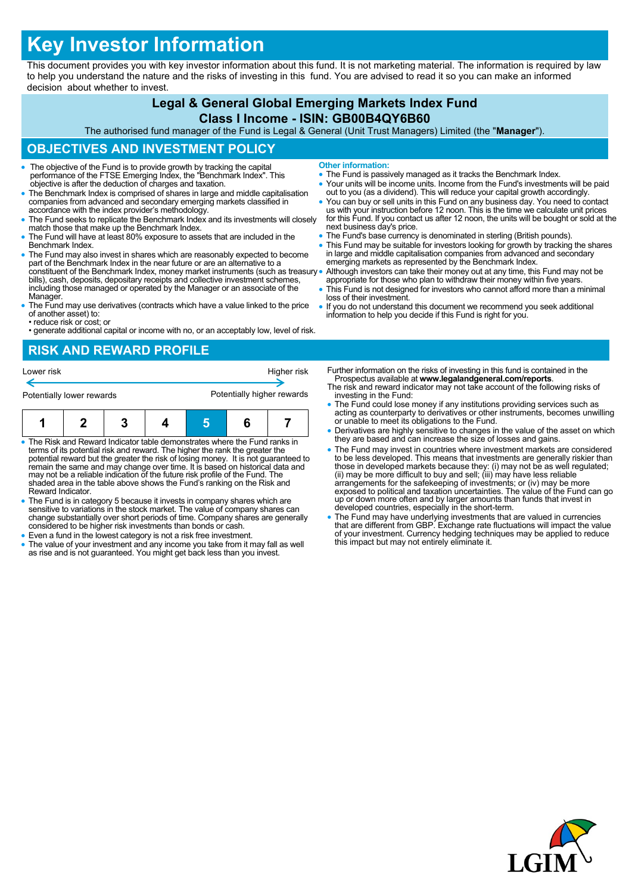# Key Investor Information

This document provides you with key investor information about this fund. It is not marketing material. The information is required by law to help you understand the nature and the risks of investing in this fund. You are advised to read it so you can make an informed decision about whether to invest.

## Legal & General Global Emerging Markets Index Fund

### Class I Income - ISIN: GB00B4QY6B60

The authorised fund manager of the Fund is Legal & General (Unit Trust Managers) Limited (the "**Manager**").

## OBJECTIVES AND INVESTMENT POLICY

- The objective of the Fund is to provide growth by tracking the capital performance of the FTSE Emerging Index, the "Benchmark Index". This objective is after the deduction of charges and taxation.
- The Benchmark Index is comprised of shares in large and middle capitalisation companies from advanced and secondary emerging markets classified in accordance with the index provider's methodology.
- The Fund seeks to replicate the Benchmark Index and its investments will closely match those that make up the Benchmark Index.
- The Fund will have at least 80% exposure to assets that are included in the Benchmark Index.
- The Fund may also invest in shares which are reasonably expected to become part of the Benchmark Index in the near future or are an alternative to a constituent of the Benchmark Index, money market instruments (such as treasury bills), cash, deposits, depositary receipts and collective investment schemes, including those managed or operated by the Manager or an associate of the Manager.
- The Fund may use derivatives (contracts which have a value linked to the price of another asset) to:
  - reduce risk or cost; or
  - generate additional capital or income with no, or an acceptably low, level of risk.

**Other information:**

- The Fund is passively managed as it tracks the Benchmark Index.
- Your units will be income units. Income from the Fund's investments will be paid out to you (as a dividend). This will reduce your capital growth accordingly.
- You can buy or sell units in this Fund on any business day. You need to contact us with your instruction before 12 noon. This is the time we calculate unit prices for this Fund. If you contact us after 12 noon, the units will be bought or sold at the next business day's price.
- The Fund's base currency is denominated in sterling (British pounds).
- This Fund may be suitable for investors looking for growth by tracking the shares in large and middle capitalisation companies from advanced and secondary emerging markets as represented by the Benchmark Index.
- Although investors can take their money out at any time, this Fund may not be appropriate for those who plan to withdraw their money within five years.
- This Fund is not designed for investors who cannot afford more than a minimal loss of their investment.
- If you do not understand this document we recommend you seek additional information to help you decide if this Fund is right for you.

## RISK AND REWARD PROFILE

| Lower risk | | | | | | Higher risk |
|---|---|---|---|---|---|---|
| Potentially lower rewards | | | | | | Potentially higher rewards |
| 1 | 2 | 3 | 4 | **5** | 6 | 7 |

- The Risk and Reward Indicator table demonstrates where the Fund ranks in terms of its potential risk and reward. The higher the rank the greater the potential reward but the greater the risk of losing money. It is not guaranteed to remain the same and may change over time. It is based on historical data and may not be a reliable indication of the future risk profile of the Fund. The shaded area in the table above shows the Fund's ranking on the Risk and Reward Indicator.
- The Fund is in category 5 because it invests in company shares which are sensitive to variations in the stock market. The value of company shares can change substantially over short periods of time. Company shares are generally considered to be higher risk investments than bonds or cash.
- Even a fund in the lowest category is not a risk free investment.
- The value of your investment and any income you take from it may fall as well as rise and is not guaranteed. You might get back less than you invest.

Further information on the risks of investing in this fund is contained in the Prospectus available at **www.legalandgeneral.com/reports**.

The risk and reward indicator may not take account of the following risks of investing in the Fund:

- The Fund could lose money if any institutions providing services such as acting as counterparty to derivatives or other instruments, becomes unwilling or unable to meet its obligations to the Fund.
- Derivatives are highly sensitive to changes in the value of the asset on which they are based and can increase the size of losses and gains.
- The Fund may invest in countries where investment markets are considered to be less developed. This means that investments are generally riskier than those in developed markets because they: (i) may not be as well regulated; (ii) may be more difficult to buy and sell; (iii) may have less reliable arrangements for the safekeeping of investments; or (iv) may be more exposed to political and taxation uncertainties. The value of the Fund can go up or down more often and by larger amounts than funds that invest in developed countries, especially in the short-term.
- The Fund may have underlying investments that are valued in currencies that are different from GBP. Exchange rate fluctuations will impact the value of your investment. Currency hedging techniques may be applied to reduce this impact but may not entirely eliminate it.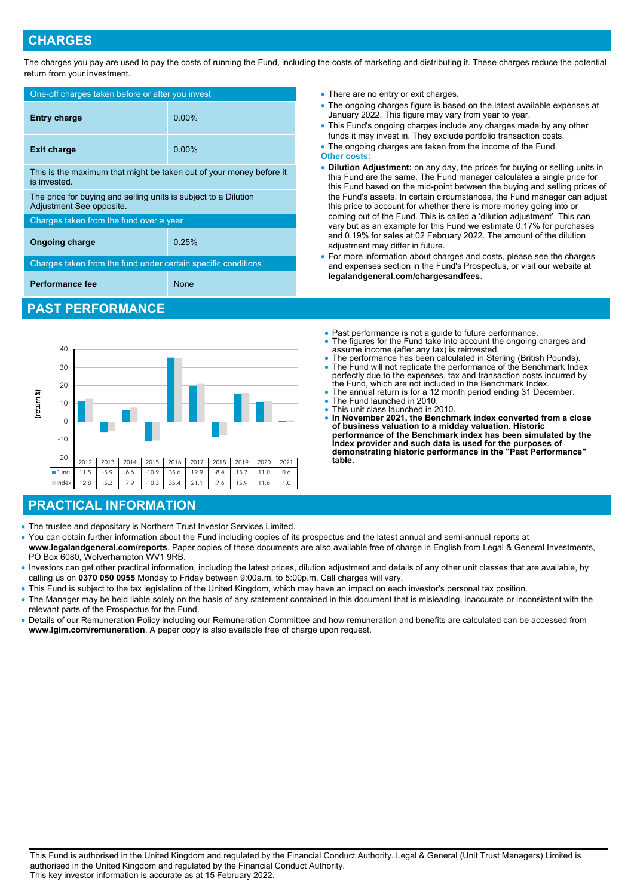## CHARGES

The charges you pay are used to pay the costs of running the Fund, including the costs of marketing and distributing it. These charges reduce the potential return from your investment.

| One-off charges taken before or after you invest | |
|---|---|
| **Entry charge** | 0.00% |
| **Exit charge** | 0.00% |
| This is the maximum that might be taken out of your money before it is invested. | |
| The price for buying and selling units is subject to a Dilution Adjustment See opposite. | |
| Charges taken from the fund over a year | |
| **Ongoing charge** | 0.25% |
| Charges taken from the fund under certain specific conditions | |
| **Performance fee** | None |

- There are no entry or exit charges.
- The ongoing charges figure is based on the latest available expenses at January 2022. This figure may vary from year to year.
- This Fund's ongoing charges include any charges made by any other funds it may invest in. They exclude portfolio transaction costs.
- The ongoing charges are taken from the income of the Fund.

**Other costs:**

- **Dilution Adjustment:** on any day, the prices for buying or selling units in this Fund are the same. The Fund manager calculates a single price for this Fund based on the mid-point between the buying and selling prices of the Fund's assets. In certain circumstances, the Fund manager can adjust this price to account for whether there is more money going into or coming out of the Fund. This is called a 'dilution adjustment'. This can vary but as an example for this Fund we estimate 0.17% for purchases and 0.19% for sales at 02 February 2022. The amount of the dilution adjustment may differ in future.
- For more information about charges and costs, please see the charges and expenses section in the Fund's Prospectus, or visit our website at **legalandgeneral.com/chargesandfees**.

## PAST PERFORMANCE

(return %)

40
30
20
10
0
-10
-20

2012 2013 2014 2015 2016 2017 2018 2019 2020 2021

Fund 11.5 -5.9 6.6 -10.9 35.6 19.9 -8.4 15.7 11.0 0.6

Index 12.8 -5.3 7.9 -10.3 35.4 21.1 -7.6 15.9 11.6 1.0

- Past performance is not a guide to future performance.
- The figures for the Fund take into account the ongoing charges and assume income (after any tax) is reinvested.
- The performance has been calculated in Sterling (British Pounds).
- The Fund will not replicate the performance of the Benchmark Index perfectly due to the expenses, tax and transaction costs incurred by the Fund, which are not included in the Benchmark Index.
- The annual return is for a 12 month period ending 31 December.
- The Fund launched in 2010.
- This unit class launched in 2010.
- **In November 2021, the Benchmark index converted from a close of business valuation to a midday valuation. Historic performance of the Benchmark index has been simulated by the Index provider and such data is used for the purposes of demonstrating historic performance in the "Past Performance" table.**

## PRACTICAL INFORMATION

- The trustee and depositary is Northern Trust Investor Services Limited.
- You can obtain further information about the Fund including copies of its prospectus and the latest annual and semi-annual reports at **www.legalandgeneral.com/reports**. Paper copies of these documents are also available free of charge in English from Legal & General Investments, PO Box 6080, Wolverhampton WV1 9RB.
- Investors can get other practical information, including the latest prices, dilution adjustment and details of any other unit classes that are available, by calling us on **0370 050 0955** Monday to Friday between 9:00a.m. to 5:00p.m. Call charges will vary.
- This Fund is subject to the tax legislation of the United Kingdom, which may have an impact on each investor's personal tax position.
- The Manager may be held liable solely on the basis of any statement contained in this document that is misleading, inaccurate or inconsistent with the relevant parts of the Prospectus for the Fund.
- Details of our Remuneration Policy including our Remuneration Committee and how remuneration and benefits are calculated can be accessed from **www.lgim.com/remuneration**. A paper copy is also available free of charge upon request.

This Fund is authorised in the United Kingdom and regulated by the Financial Conduct Authority. Legal & General (Unit Trust Managers) Limited is authorised in the United Kingdom and regulated by the Financial Conduct Authority.
This key investor information is accurate as at 15 February 2022.